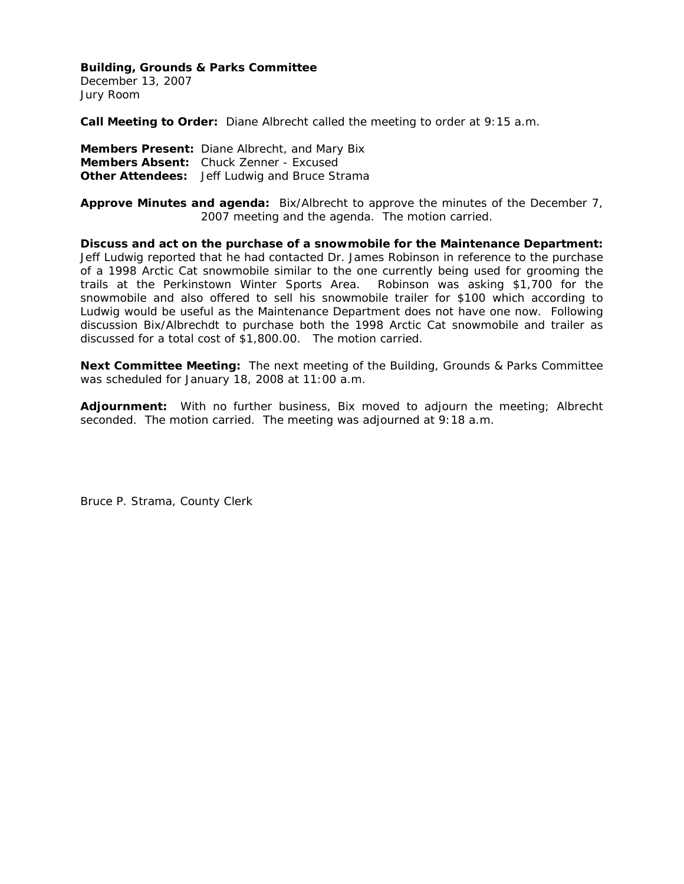**Building, Grounds & Parks Committee**
December 13, 2007
Jury Room

**Call Meeting to Order:** Diane Albrecht called the meeting to order at 9:15 a.m.

**Members Present:** Diane Albrecht, and Mary Bix
**Members Absent:** Chuck Zenner - Excused
**Other Attendees:** Jeff Ludwig and Bruce Strama

**Approve Minutes and agenda:** Bix/Albrecht to approve the minutes of the December 7, 2007 meeting and the agenda. The motion carried.

**Discuss and act on the purchase of a snowmobile for the Maintenance Department:** Jeff Ludwig reported that he had contacted Dr. James Robinson in reference to the purchase of a 1998 Arctic Cat snowmobile similar to the one currently being used for grooming the trails at the Perkinstown Winter Sports Area. Robinson was asking $1,700 for the snowmobile and also offered to sell his snowmobile trailer for $100 which according to Ludwig would be useful as the Maintenance Department does not have one now. Following discussion Bix/Albrechdt to purchase both the 1998 Arctic Cat snowmobile and trailer as discussed for a total cost of $1,800.00. The motion carried.

**Next Committee Meeting:** The next meeting of the Building, Grounds & Parks Committee was scheduled for January 18, 2008 at 11:00 a.m.

**Adjournment:** With no further business, Bix moved to adjourn the meeting; Albrecht seconded. The motion carried. The meeting was adjourned at 9:18 a.m.

Bruce P. Strama, County Clerk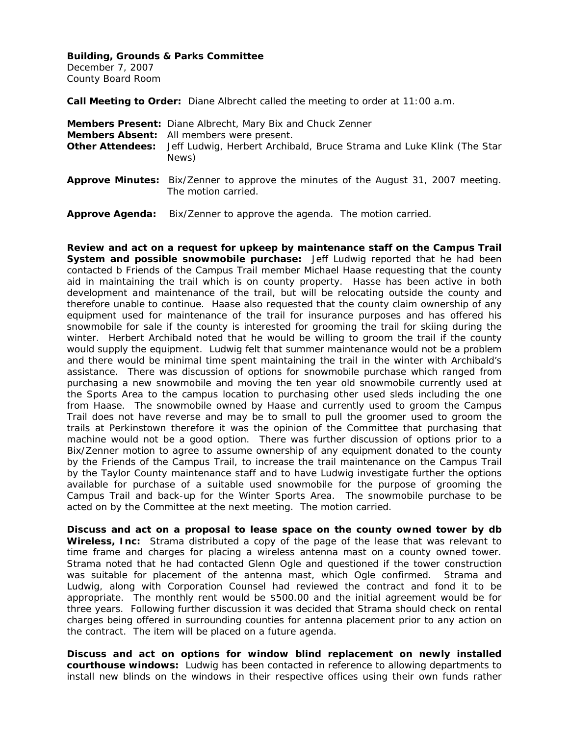**Building, Grounds & Parks Committee**
December 7, 2007
County Board Room

**Call Meeting to Order:** Diane Albrecht called the meeting to order at 11:00 a.m.

**Members Present:** Diane Albrecht, Mary Bix and Chuck Zenner
**Members Absent:** All members were present.
**Other Attendees:** Jeff Ludwig, Herbert Archibald, Bruce Strama and Luke Klink (The Star News)

**Approve Minutes:** Bix/Zenner to approve the minutes of the August 31, 2007 meeting. The motion carried.

**Approve Agenda:** Bix/Zenner to approve the agenda. The motion carried.

**Review and act on a request for upkeep by maintenance staff on the Campus Trail System and possible snowmobile purchase:** Jeff Ludwig reported that he had been contacted b Friends of the Campus Trail member Michael Haase requesting that the county aid in maintaining the trail which is on county property. Hasse has been active in both development and maintenance of the trail, but will be relocating outside the county and therefore unable to continue. Haase also requested that the county claim ownership of any equipment used for maintenance of the trail for insurance purposes and has offered his snowmobile for sale if the county is interested for grooming the trail for skiing during the winter. Herbert Archibald noted that he would be willing to groom the trail if the county would supply the equipment. Ludwig felt that summer maintenance would not be a problem and there would be minimal time spent maintaining the trail in the winter with Archibald's assistance. There was discussion of options for snowmobile purchase which ranged from purchasing a new snowmobile and moving the ten year old snowmobile currently used at the Sports Area to the campus location to purchasing other used sleds including the one from Haase. The snowmobile owned by Haase and currently used to groom the Campus Trail does not have reverse and may be to small to pull the groomer used to groom the trails at Perkinstown therefore it was the opinion of the Committee that purchasing that machine would not be a good option. There was further discussion of options prior to a Bix/Zenner motion to agree to assume ownership of any equipment donated to the county by the Friends of the Campus Trail, to increase the trail maintenance on the Campus Trail by the Taylor County maintenance staff and to have Ludwig investigate further the options available for purchase of a suitable used snowmobile for the purpose of grooming the Campus Trail and back-up for the Winter Sports Area. The snowmobile purchase to be acted on by the Committee at the next meeting. The motion carried.

**Discuss and act on a proposal to lease space on the county owned tower by db Wireless, Inc:** Strama distributed a copy of the page of the lease that was relevant to time frame and charges for placing a wireless antenna mast on a county owned tower. Strama noted that he had contacted Glenn Ogle and questioned if the tower construction was suitable for placement of the antenna mast, which Ogle confirmed. Strama and Ludwig, along with Corporation Counsel had reviewed the contract and fond it to be appropriate. The monthly rent would be $500.00 and the initial agreement would be for three years. Following further discussion it was decided that Strama should check on rental charges being offered in surrounding counties for antenna placement prior to any action on the contract. The item will be placed on a future agenda.

**Discuss and act on options for window blind replacement on newly installed courthouse windows:** Ludwig has been contacted in reference to allowing departments to install new blinds on the windows in their respective offices using their own funds rather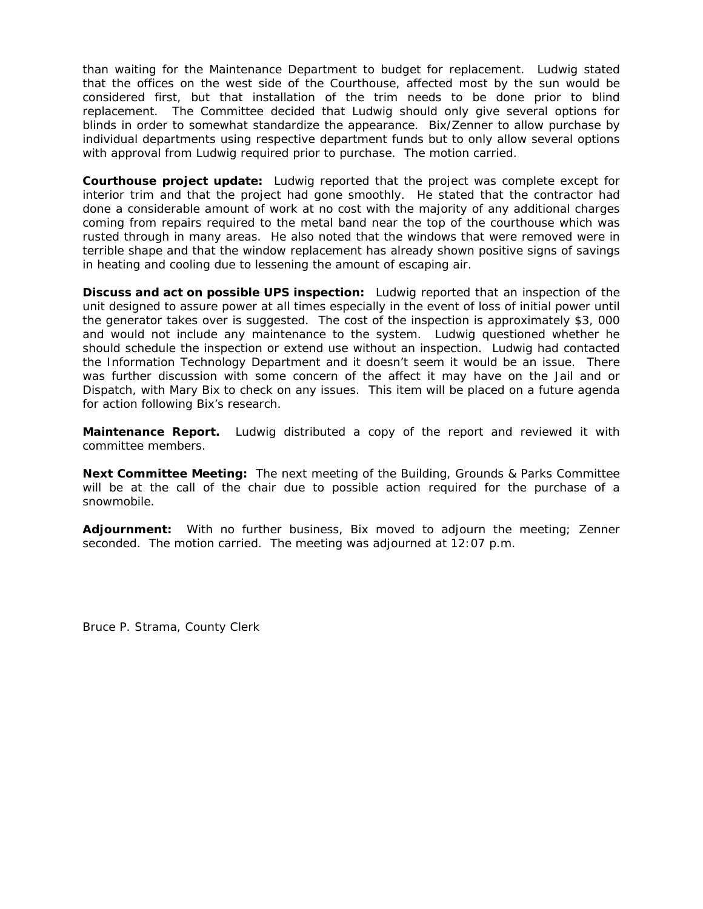than waiting for the Maintenance Department to budget for replacement. Ludwig stated that the offices on the west side of the Courthouse, affected most by the sun would be considered first, but that installation of the trim needs to be done prior to blind replacement. The Committee decided that Ludwig should only give several options for blinds in order to somewhat standardize the appearance. Bix/Zenner to allow purchase by individual departments using respective department funds but to only allow several options with approval from Ludwig required prior to purchase. The motion carried.

**Courthouse project update:** Ludwig reported that the project was complete except for interior trim and that the project had gone smoothly. He stated that the contractor had done a considerable amount of work at no cost with the majority of any additional charges coming from repairs required to the metal band near the top of the courthouse which was rusted through in many areas. He also noted that the windows that were removed were in terrible shape and that the window replacement has already shown positive signs of savings in heating and cooling due to lessening the amount of escaping air.

**Discuss and act on possible UPS inspection:** Ludwig reported that an inspection of the unit designed to assure power at all times especially in the event of loss of initial power until the generator takes over is suggested. The cost of the inspection is approximately $3, 000 and would not include any maintenance to the system. Ludwig questioned whether he should schedule the inspection or extend use without an inspection. Ludwig had contacted the Information Technology Department and it doesn't seem it would be an issue. There was further discussion with some concern of the affect it may have on the Jail and or Dispatch, with Mary Bix to check on any issues. This item will be placed on a future agenda for action following Bix's research.

**Maintenance Report.** Ludwig distributed a copy of the report and reviewed it with committee members.

**Next Committee Meeting:** The next meeting of the Building, Grounds & Parks Committee will be at the call of the chair due to possible action required for the purchase of a snowmobile.

**Adjournment:** With no further business, Bix moved to adjourn the meeting; Zenner seconded. The motion carried. The meeting was adjourned at 12:07 p.m.

Bruce P. Strama, County Clerk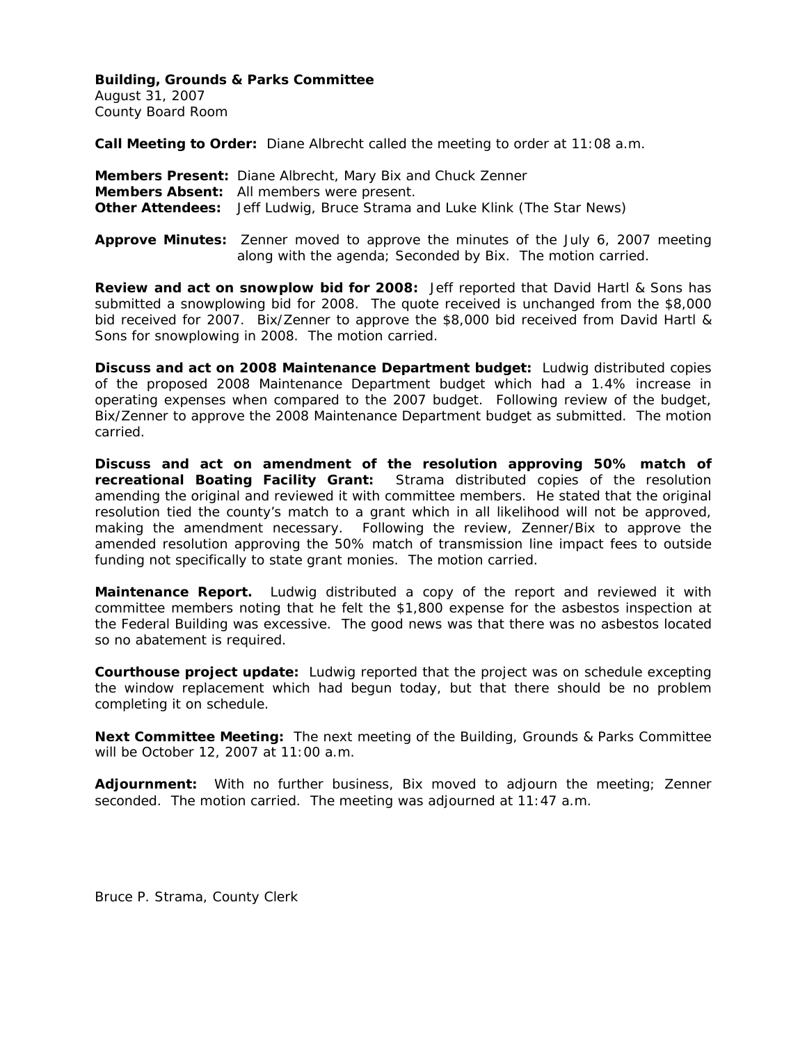**Building, Grounds & Parks Committee**
August 31, 2007
County Board Room

**Call Meeting to Order:** Diane Albrecht called the meeting to order at 11:08 a.m.

**Members Present:** Diane Albrecht, Mary Bix and Chuck Zenner
**Members Absent:** All members were present.
**Other Attendees:** Jeff Ludwig, Bruce Strama and Luke Klink (The Star News)

**Approve Minutes:** Zenner moved to approve the minutes of the July 6, 2007 meeting along with the agenda; Seconded by Bix. The motion carried.

**Review and act on snowplow bid for 2008:** Jeff reported that David Hartl & Sons has submitted a snowplowing bid for 2008. The quote received is unchanged from the $8,000 bid received for 2007. Bix/Zenner to approve the $8,000 bid received from David Hartl & Sons for snowplowing in 2008. The motion carried.

**Discuss and act on 2008 Maintenance Department budget:** Ludwig distributed copies of the proposed 2008 Maintenance Department budget which had a 1.4% increase in operating expenses when compared to the 2007 budget. Following review of the budget, Bix/Zenner to approve the 2008 Maintenance Department budget as submitted. The motion carried.

**Discuss and act on amendment of the resolution approving 50% match of recreational Boating Facility Grant:** Strama distributed copies of the resolution amending the original and reviewed it with committee members. He stated that the original resolution tied the county's match to a grant which in all likelihood will not be approved, making the amendment necessary. Following the review, Zenner/Bix to approve the amended resolution approving the 50% match of transmission line impact fees to outside funding not specifically to state grant monies. The motion carried.

**Maintenance Report.** Ludwig distributed a copy of the report and reviewed it with committee members noting that he felt the $1,800 expense for the asbestos inspection at the Federal Building was excessive. The good news was that there was no asbestos located so no abatement is required.

**Courthouse project update:** Ludwig reported that the project was on schedule excepting the window replacement which had begun today, but that there should be no problem completing it on schedule.

**Next Committee Meeting:** The next meeting of the Building, Grounds & Parks Committee will be October 12, 2007 at 11:00 a.m.

**Adjournment:** With no further business, Bix moved to adjourn the meeting; Zenner seconded. The motion carried. The meeting was adjourned at 11:47 a.m.

Bruce P. Strama, County Clerk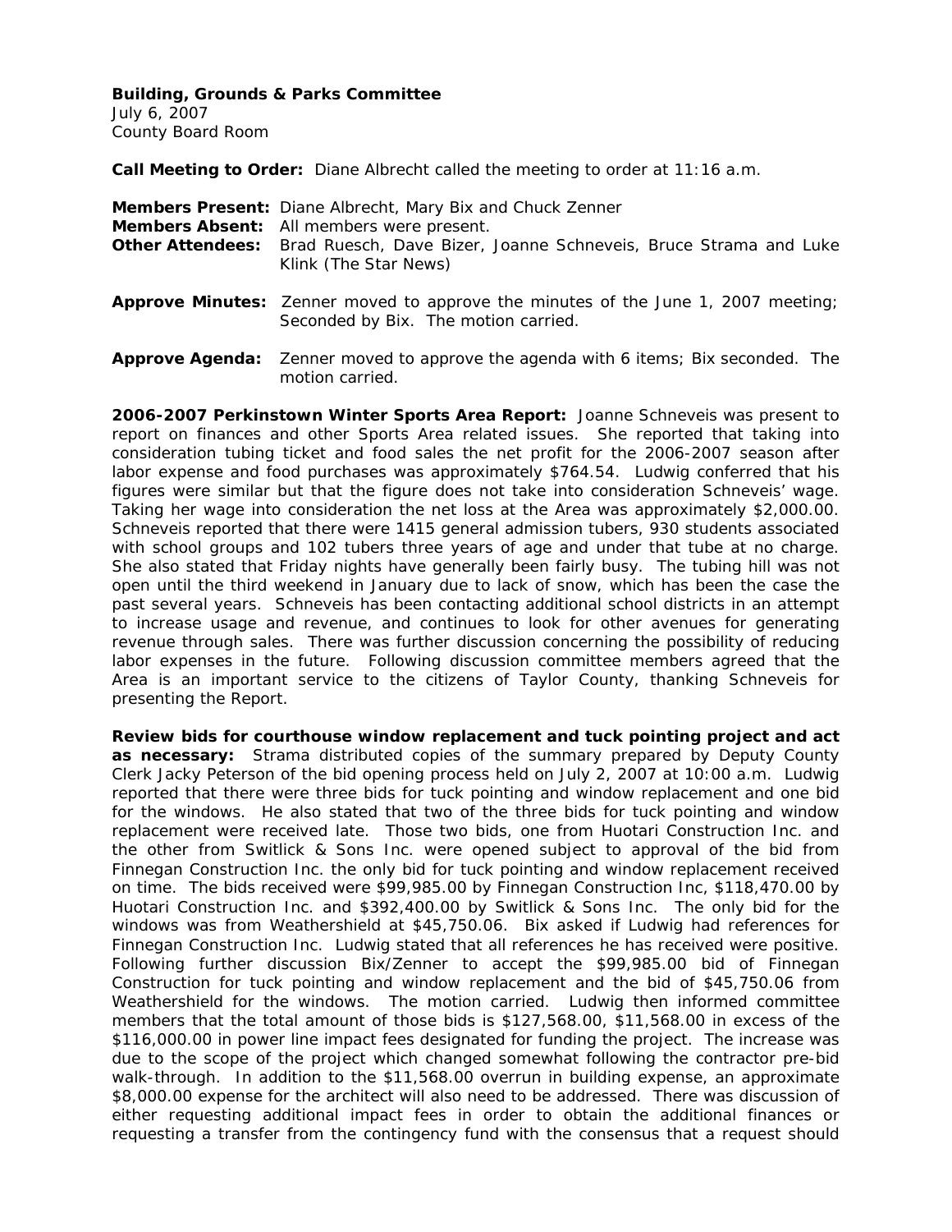**Building, Grounds & Parks Committee**
July 6, 2007
County Board Room

**Call Meeting to Order:** Diane Albrecht called the meeting to order at 11:16 a.m.

**Members Present:** Diane Albrecht, Mary Bix and Chuck Zenner
**Members Absent:** All members were present.
**Other Attendees:** Brad Ruesch, Dave Bizer, Joanne Schneveis, Bruce Strama and Luke Klink (The Star News)

**Approve Minutes:** Zenner moved to approve the minutes of the June 1, 2007 meeting; Seconded by Bix. The motion carried.

**Approve Agenda:** Zenner moved to approve the agenda with 6 items; Bix seconded. The motion carried.

**2006-2007 Perkinstown Winter Sports Area Report:** Joanne Schneveis was present to report on finances and other Sports Area related issues. She reported that taking into consideration tubing ticket and food sales the net profit for the 2006-2007 season after labor expense and food purchases was approximately $764.54. Ludwig conferred that his figures were similar but that the figure does not take into consideration Schneveis' wage. Taking her wage into consideration the net loss at the Area was approximately $2,000.00. Schneveis reported that there were 1415 general admission tubers, 930 students associated with school groups and 102 tubers three years of age and under that tube at no charge. She also stated that Friday nights have generally been fairly busy. The tubing hill was not open until the third weekend in January due to lack of snow, which has been the case the past several years. Schneveis has been contacting additional school districts in an attempt to increase usage and revenue, and continues to look for other avenues for generating revenue through sales. There was further discussion concerning the possibility of reducing labor expenses in the future. Following discussion committee members agreed that the Area is an important service to the citizens of Taylor County, thanking Schneveis for presenting the Report.

**Review bids for courthouse window replacement and tuck pointing project and act as necessary:** Strama distributed copies of the summary prepared by Deputy County Clerk Jacky Peterson of the bid opening process held on July 2, 2007 at 10:00 a.m. Ludwig reported that there were three bids for tuck pointing and window replacement and one bid for the windows. He also stated that two of the three bids for tuck pointing and window replacement were received late. Those two bids, one from Huotari Construction Inc. and the other from Switlick & Sons Inc. were opened subject to approval of the bid from Finnegan Construction Inc. the only bid for tuck pointing and window replacement received on time. The bids received were $99,985.00 by Finnegan Construction Inc, $118,470.00 by Huotari Construction Inc. and $392,400.00 by Switlick & Sons Inc. The only bid for the windows was from Weathershield at $45,750.06. Bix asked if Ludwig had references for Finnegan Construction Inc. Ludwig stated that all references he has received were positive. Following further discussion Bix/Zenner to accept the $99,985.00 bid of Finnegan Construction for tuck pointing and window replacement and the bid of $45,750.06 from Weathershield for the windows. The motion carried. Ludwig then informed committee members that the total amount of those bids is $127,568.00, $11,568.00 in excess of the $116,000.00 in power line impact fees designated for funding the project. The increase was due to the scope of the project which changed somewhat following the contractor pre-bid walk-through. In addition to the $11,568.00 overrun in building expense, an approximate $8,000.00 expense for the architect will also need to be addressed. There was discussion of either requesting additional impact fees in order to obtain the additional finances or requesting a transfer from the contingency fund with the consensus that a request should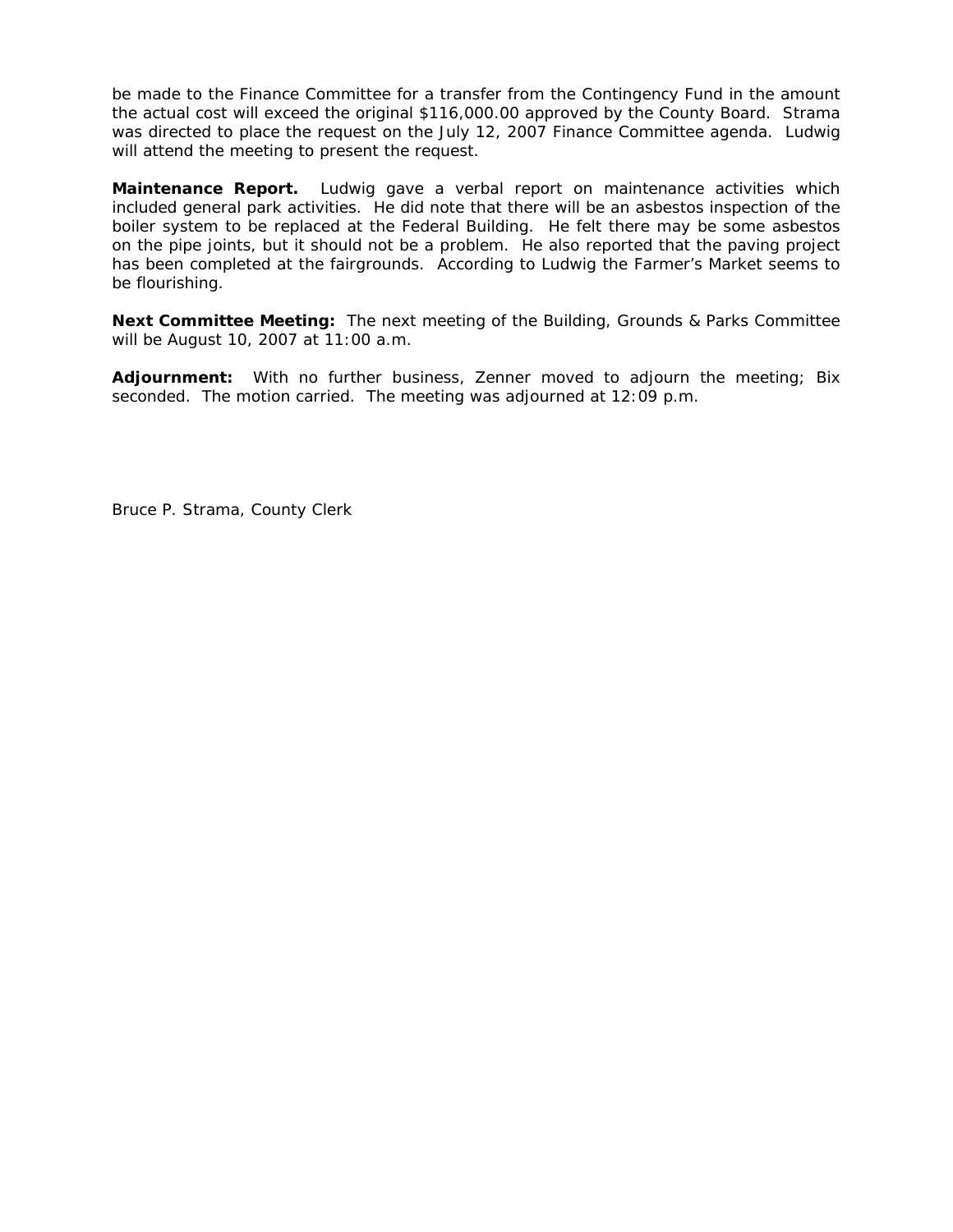be made to the Finance Committee for a transfer from the Contingency Fund in the amount the actual cost will exceed the original $116,000.00 approved by the County Board. Strama was directed to place the request on the July 12, 2007 Finance Committee agenda. Ludwig will attend the meeting to present the request.

**Maintenance Report.** Ludwig gave a verbal report on maintenance activities which included general park activities. He did note that there will be an asbestos inspection of the boiler system to be replaced at the Federal Building. He felt there may be some asbestos on the pipe joints, but it should not be a problem. He also reported that the paving project has been completed at the fairgrounds. According to Ludwig the Farmer's Market seems to be flourishing.

**Next Committee Meeting:** The next meeting of the Building, Grounds & Parks Committee will be August 10, 2007 at 11:00 a.m.

**Adjournment:** With no further business, Zenner moved to adjourn the meeting; Bix seconded. The motion carried. The meeting was adjourned at 12:09 p.m.

Bruce P. Strama, County Clerk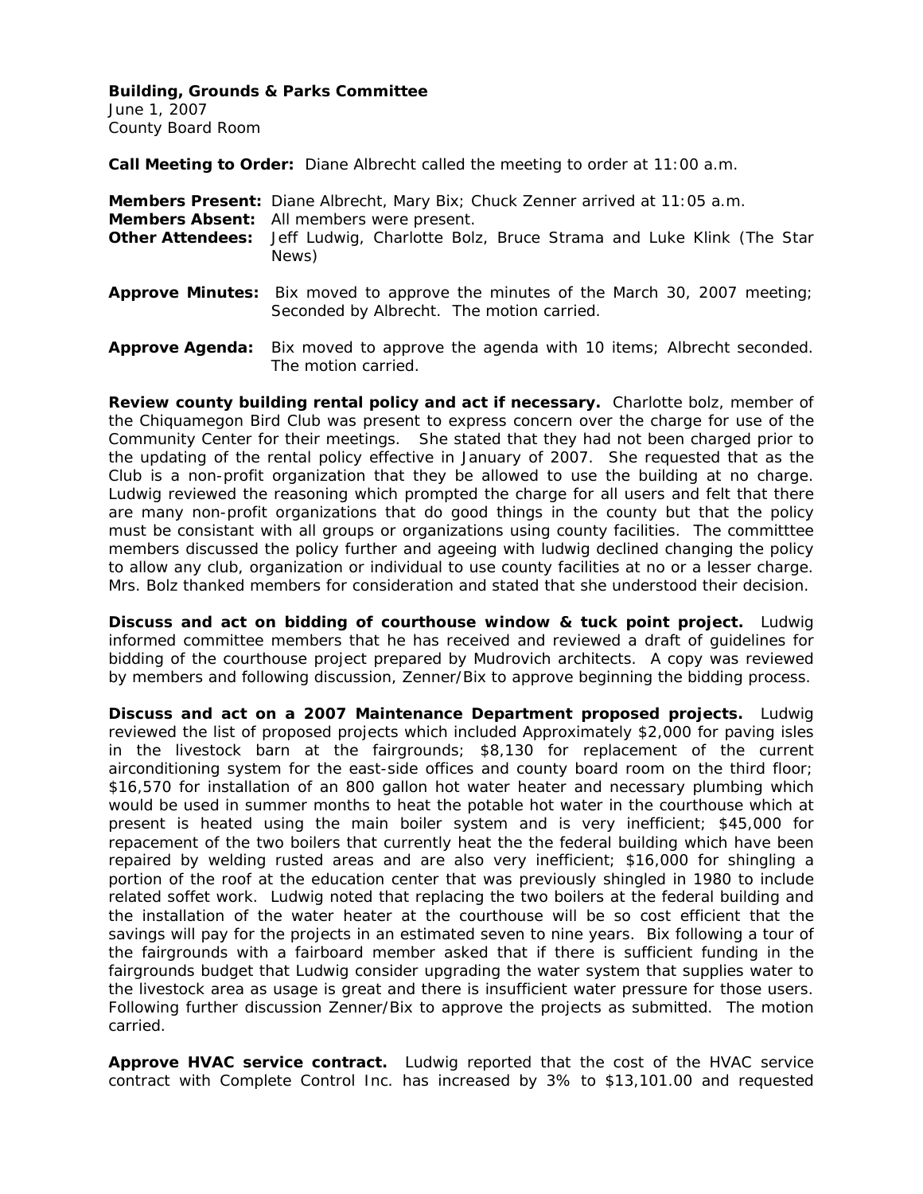**Building, Grounds & Parks Committee**
June 1, 2007
County Board Room

**Call Meeting to Order:** Diane Albrecht called the meeting to order at 11:00 a.m.

**Members Present:** Diane Albrecht, Mary Bix; Chuck Zenner arrived at 11:05 a.m.
**Members Absent:** All members were present.
**Other Attendees:** Jeff Ludwig, Charlotte Bolz, Bruce Strama and Luke Klink (The Star News)

**Approve Minutes:** Bix moved to approve the minutes of the March 30, 2007 meeting; Seconded by Albrecht. The motion carried.

**Approve Agenda:** Bix moved to approve the agenda with 10 items; Albrecht seconded. The motion carried.

**Review county building rental policy and act if necessary.** Charlotte bolz, member of the Chiquamegon Bird Club was present to express concern over the charge for use of the Community Center for their meetings. She stated that they had not been charged prior to the updating of the rental policy effective in January of 2007. She requested that as the Club is a non-profit organization that they be allowed to use the building at no charge. Ludwig reviewed the reasoning which prompted the charge for all users and felt that there are many non-profit organizations that do good things in the county but that the policy must be consistant with all groups or organizations using county facilities. The committtee members discussed the policy further and ageeing with ludwig declined changing the policy to allow any club, organization or individual to use county facilities at no or a lesser charge. Mrs. Bolz thanked members for consideration and stated that she understood their decision.

**Discuss and act on bidding of courthouse window & tuck point project.** Ludwig informed committee members that he has received and reviewed a draft of guidelines for bidding of the courthouse project prepared by Mudrovich architects. A copy was reviewed by members and following discussion, Zenner/Bix to approve beginning the bidding process.

**Discuss and act on a 2007 Maintenance Department proposed projects.** Ludwig reviewed the list of proposed projects which included Approximately $2,000 for paving isles in the livestock barn at the fairgrounds; $8,130 for replacement of the current airconditioning system for the east-side offices and county board room on the third floor; $16,570 for installation of an 800 gallon hot water heater and necessary plumbing which would be used in summer months to heat the potable hot water in the courthouse which at present is heated using the main boiler system and is very inefficient; $45,000 for repacement of the two boilers that currently heat the the federal building which have been repaired by welding rusted areas and are also very inefficient; $16,000 for shingling a portion of the roof at the education center that was previously shingled in 1980 to include related soffet work. Ludwig noted that replacing the two boilers at the federal building and the installation of the water heater at the courthouse will be so cost efficient that the savings will pay for the projects in an estimated seven to nine years. Bix following a tour of the fairgrounds with a fairboard member asked that if there is sufficient funding in the fairgrounds budget that Ludwig consider upgrading the water system that supplies water to the livestock area as usage is great and there is insufficient water pressure for those users. Following further discussion Zenner/Bix to approve the projects as submitted. The motion carried.

**Approve HVAC service contract.** Ludwig reported that the cost of the HVAC service contract with Complete Control Inc. has increased by 3% to $13,101.00 and requested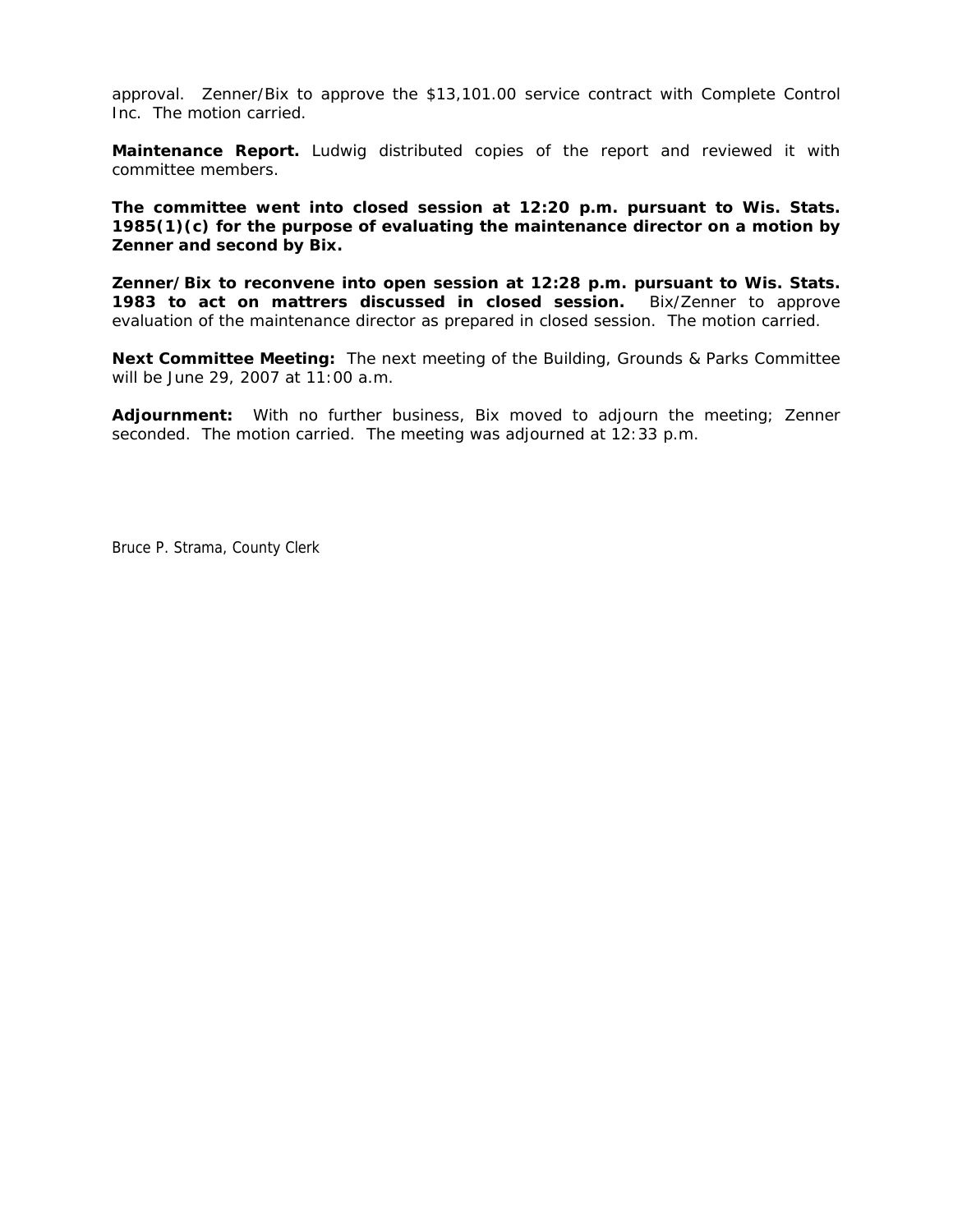approval. Zenner/Bix to approve the $13,101.00 service contract with Complete Control Inc. The motion carried.

**Maintenance Report.** Ludwig distributed copies of the report and reviewed it with committee members.

**The committee went into closed session at 12:20 p.m. pursuant to Wis. Stats. 1985(1)(c) for the purpose of evaluating the maintenance director on a motion by Zenner and second by Bix.**

**Zenner/Bix to reconvene into open session at 12:28 p.m. pursuant to Wis. Stats. 1983 to act on mattrers discussed in closed session.** Bix/Zenner to approve evaluation of the maintenance director as prepared in closed session. The motion carried.

**Next Committee Meeting:** The next meeting of the Building, Grounds & Parks Committee will be June 29, 2007 at 11:00 a.m.

**Adjournment:** With no further business, Bix moved to adjourn the meeting; Zenner seconded. The motion carried. The meeting was adjourned at 12:33 p.m.

Bruce P. Strama, County Clerk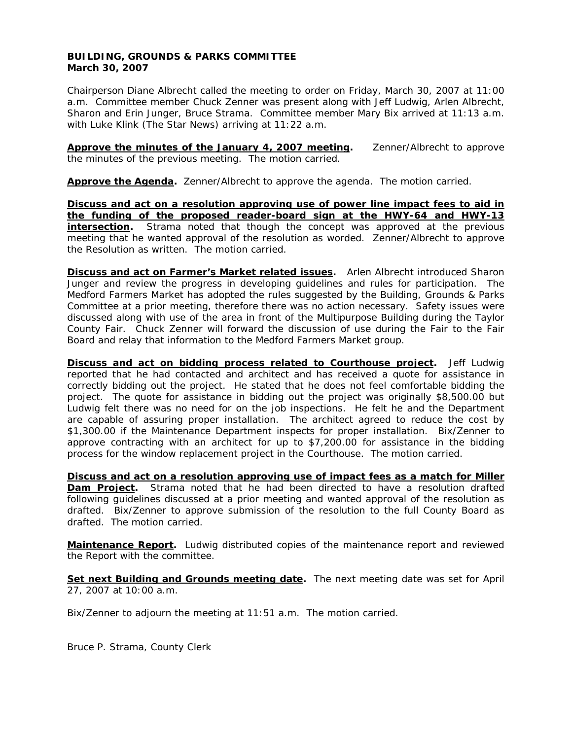**BUILDING, GROUNDS & PARKS COMMITTEE**
**March 30, 2007**

Chairperson Diane Albrecht called the meeting to order on Friday, March 30, 2007 at 11:00 a.m. Committee member Chuck Zenner was present along with Jeff Ludwig, Arlen Albrecht, Sharon and Erin Junger, Bruce Strama. Committee member Mary Bix arrived at 11:13 a.m. with Luke Klink (The Star News) arriving at 11:22 a.m.

**Approve the minutes of the January 4, 2007 meeting.** Zenner/Albrecht to approve the minutes of the previous meeting. The motion carried.

**Approve the Agenda.** Zenner/Albrecht to approve the agenda. The motion carried.

**Discuss and act on a resolution approving use of power line impact fees to aid in the funding of the proposed reader-board sign at the HWY-64 and HWY-13 intersection.** Strama noted that though the concept was approved at the previous meeting that he wanted approval of the resolution as worded. Zenner/Albrecht to approve the Resolution as written. The motion carried.

**Discuss and act on Farmer's Market related issues.** Arlen Albrecht introduced Sharon Junger and review the progress in developing guidelines and rules for participation. The Medford Farmers Market has adopted the rules suggested by the Building, Grounds & Parks Committee at a prior meeting, therefore there was no action necessary. Safety issues were discussed along with use of the area in front of the Multipurpose Building during the Taylor County Fair. Chuck Zenner will forward the discussion of use during the Fair to the Fair Board and relay that information to the Medford Farmers Market group.

**Discuss and act on bidding process related to Courthouse project.** Jeff Ludwig reported that he had contacted and architect and has received a quote for assistance in correctly bidding out the project. He stated that he does not feel comfortable bidding the project. The quote for assistance in bidding out the project was originally $8,500.00 but Ludwig felt there was no need for on the job inspections. He felt he and the Department are capable of assuring proper installation. The architect agreed to reduce the cost by $1,300.00 if the Maintenance Department inspects for proper installation. Bix/Zenner to approve contracting with an architect for up to $7,200.00 for assistance in the bidding process for the window replacement project in the Courthouse. The motion carried.

**Discuss and act on a resolution approving use of impact fees as a match for Miller Dam Project.** Strama noted that he had been directed to have a resolution drafted following guidelines discussed at a prior meeting and wanted approval of the resolution as drafted. Bix/Zenner to approve submission of the resolution to the full County Board as drafted. The motion carried.

**Maintenance Report.** Ludwig distributed copies of the maintenance report and reviewed the Report with the committee.

**Set next Building and Grounds meeting date.** The next meeting date was set for April 27, 2007 at 10:00 a.m.

Bix/Zenner to adjourn the meeting at 11:51 a.m. The motion carried.

Bruce P. Strama, County Clerk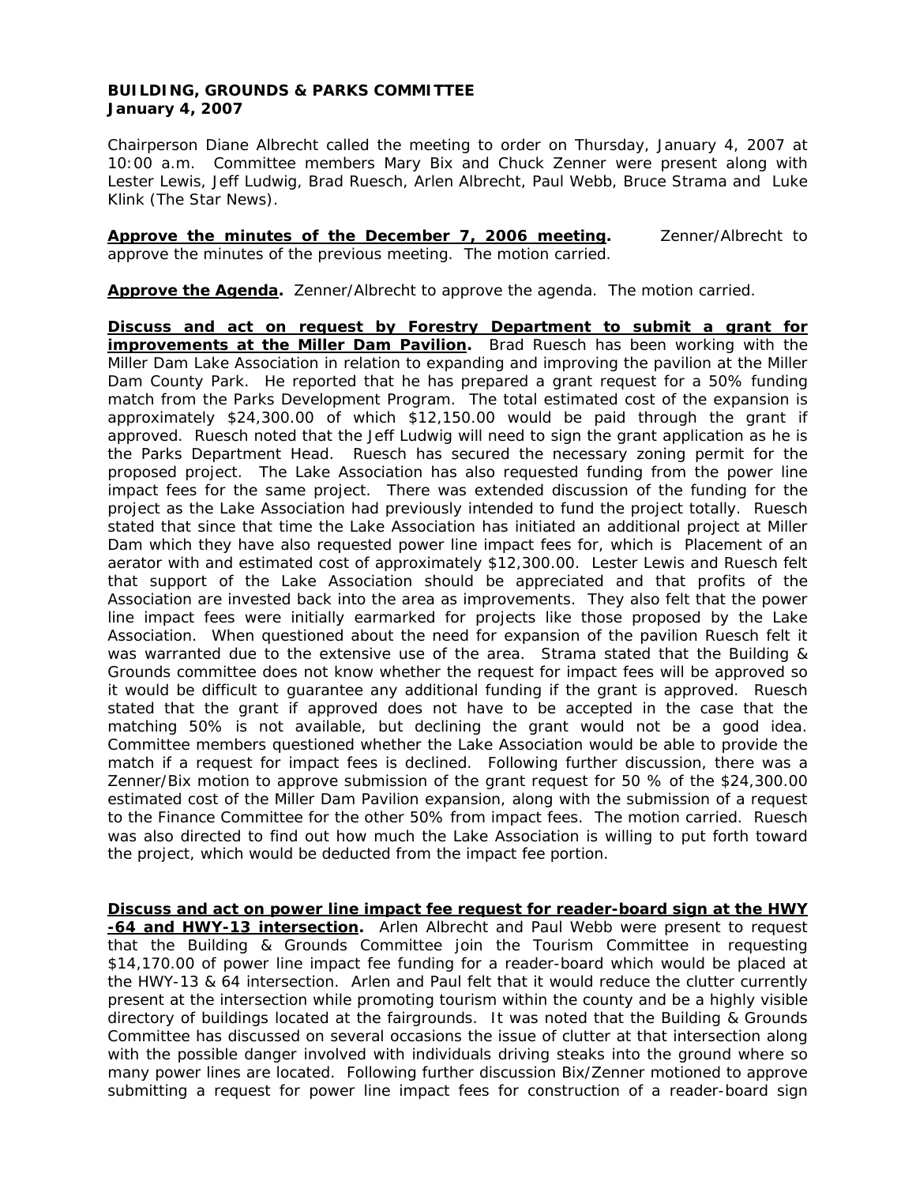**BUILDING, GROUNDS & PARKS COMMITTEE**
**January 4, 2007**

Chairperson Diane Albrecht called the meeting to order on Thursday, January 4, 2007 at 10:00 a.m. Committee members Mary Bix and Chuck Zenner were present along with Lester Lewis, Jeff Ludwig, Brad Ruesch, Arlen Albrecht, Paul Webb, Bruce Strama and Luke Klink (The Star News).

**Approve the minutes of the December 7, 2006 meeting.** Zenner/Albrecht to approve the minutes of the previous meeting. The motion carried.

**Approve the Agenda.** Zenner/Albrecht to approve the agenda. The motion carried.

**Discuss and act on request by Forestry Department to submit a grant for improvements at the Miller Dam Pavilion.** Brad Ruesch has been working with the Miller Dam Lake Association in relation to expanding and improving the pavilion at the Miller Dam County Park. He reported that he has prepared a grant request for a 50% funding match from the Parks Development Program. The total estimated cost of the expansion is approximately $24,300.00 of which $12,150.00 would be paid through the grant if approved. Ruesch noted that the Jeff Ludwig will need to sign the grant application as he is the Parks Department Head. Ruesch has secured the necessary zoning permit for the proposed project. The Lake Association has also requested funding from the power line impact fees for the same project. There was extended discussion of the funding for the project as the Lake Association had previously intended to fund the project totally. Ruesch stated that since that time the Lake Association has initiated an additional project at Miller Dam which they have also requested power line impact fees for, which is Placement of an aerator with and estimated cost of approximately $12,300.00. Lester Lewis and Ruesch felt that support of the Lake Association should be appreciated and that profits of the Association are invested back into the area as improvements. They also felt that the power line impact fees were initially earmarked for projects like those proposed by the Lake Association. When questioned about the need for expansion of the pavilion Ruesch felt it was warranted due to the extensive use of the area. Strama stated that the Building & Grounds committee does not know whether the request for impact fees will be approved so it would be difficult to guarantee any additional funding if the grant is approved. Ruesch stated that the grant if approved does not have to be accepted in the case that the matching 50% is not available, but declining the grant would not be a good idea. Committee members questioned whether the Lake Association would be able to provide the match if a request for impact fees is declined. Following further discussion, there was a Zenner/Bix motion to approve submission of the grant request for 50 % of the $24,300.00 estimated cost of the Miller Dam Pavilion expansion, along with the submission of a request to the Finance Committee for the other 50% from impact fees. The motion carried. Ruesch was also directed to find out how much the Lake Association is willing to put forth toward the project, which would be deducted from the impact fee portion.

**Discuss and act on power line impact fee request for reader-board sign at the HWY -64 and HWY-13 intersection.** Arlen Albrecht and Paul Webb were present to request that the Building & Grounds Committee join the Tourism Committee in requesting $14,170.00 of power line impact fee funding for a reader-board which would be placed at the HWY-13 & 64 intersection. Arlen and Paul felt that it would reduce the clutter currently present at the intersection while promoting tourism within the county and be a highly visible directory of buildings located at the fairgrounds. It was noted that the Building & Grounds Committee has discussed on several occasions the issue of clutter at that intersection along with the possible danger involved with individuals driving steaks into the ground where so many power lines are located. Following further discussion Bix/Zenner motioned to approve submitting a request for power line impact fees for construction of a reader-board sign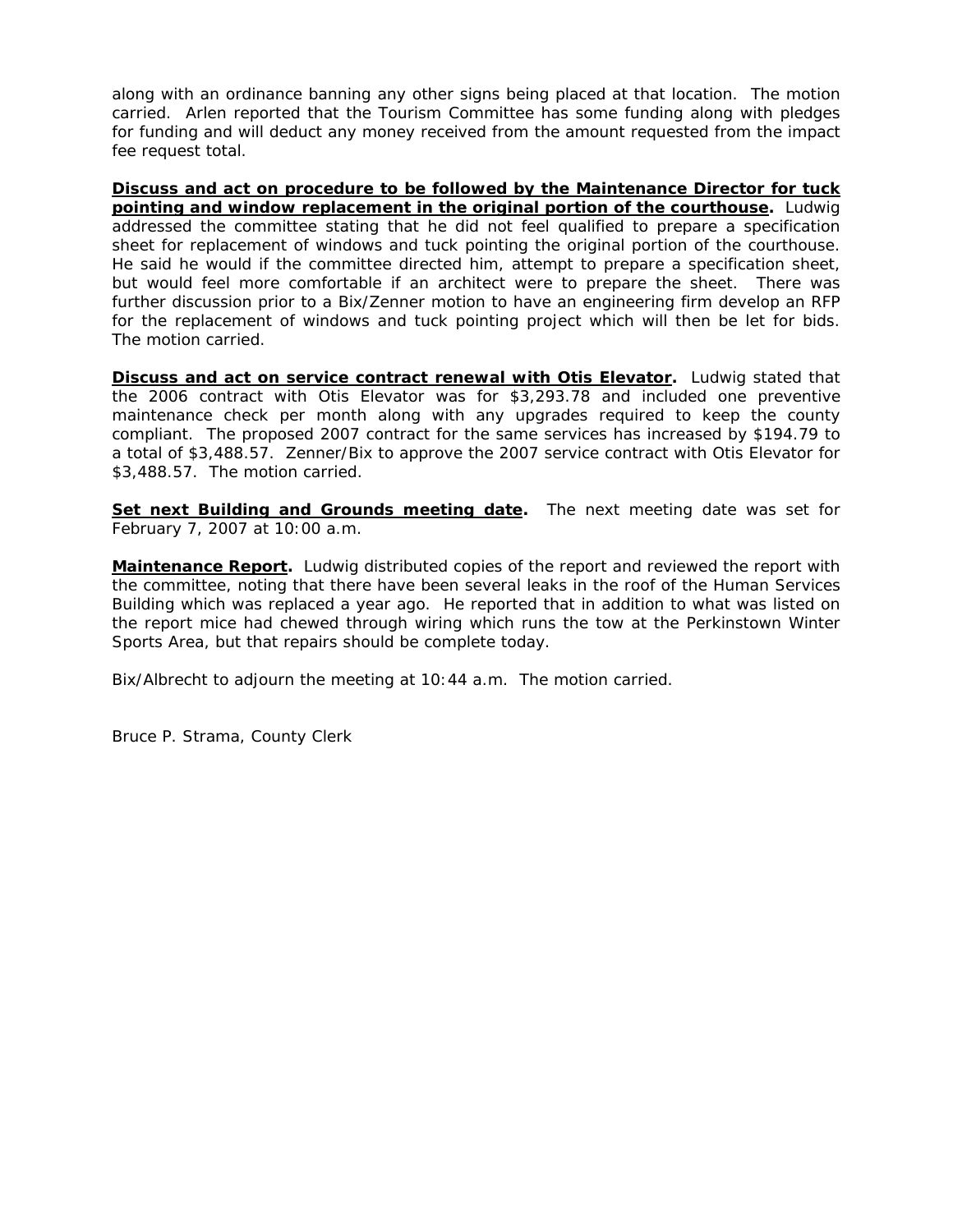along with an ordinance banning any other signs being placed at that location. The motion carried. Arlen reported that the Tourism Committee has some funding along with pledges for funding and will deduct any money received from the amount requested from the impact fee request total.

**Discuss and act on procedure to be followed by the Maintenance Director for tuck pointing and window replacement in the original portion of the courthouse.** Ludwig addressed the committee stating that he did not feel qualified to prepare a specification sheet for replacement of windows and tuck pointing the original portion of the courthouse. He said he would if the committee directed him, attempt to prepare a specification sheet, but would feel more comfortable if an architect were to prepare the sheet. There was further discussion prior to a Bix/Zenner motion to have an engineering firm develop an RFP for the replacement of windows and tuck pointing project which will then be let for bids. The motion carried.

**Discuss and act on service contract renewal with Otis Elevator.** Ludwig stated that the 2006 contract with Otis Elevator was for $3,293.78 and included one preventive maintenance check per month along with any upgrades required to keep the county compliant. The proposed 2007 contract for the same services has increased by $194.79 to a total of $3,488.57. Zenner/Bix to approve the 2007 service contract with Otis Elevator for $3,488.57. The motion carried.

**Set next Building and Grounds meeting date.** The next meeting date was set for February 7, 2007 at 10:00 a.m.

**Maintenance Report.** Ludwig distributed copies of the report and reviewed the report with the committee, noting that there have been several leaks in the roof of the Human Services Building which was replaced a year ago. He reported that in addition to what was listed on the report mice had chewed through wiring which runs the tow at the Perkinstown Winter Sports Area, but that repairs should be complete today.

Bix/Albrecht to adjourn the meeting at 10:44 a.m. The motion carried.

Bruce P. Strama, County Clerk